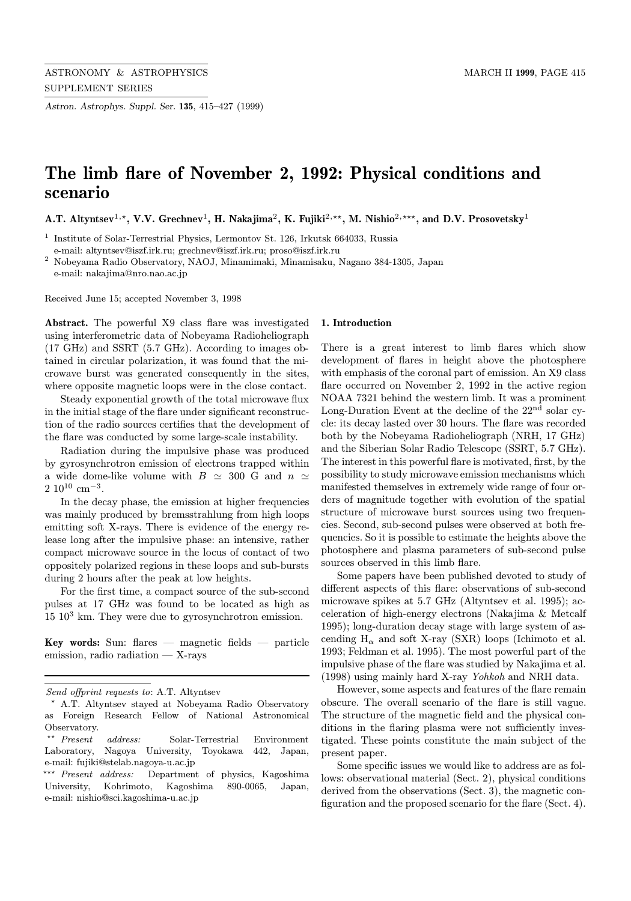# The limb flare of November 2, 1992: Physical conditions and scenario

**A.T. Altyntsev[1,⋆], V.V. Grechnev[1], H. Nakajima[2], K. Fujiki[2,⋆⋆], M. Nishio[2,⋆⋆⋆], and D.V. Prosovetsky[1]**

[1] Institute of Solar-Terrestrial Physics, Lermontov St. 126, Irkutsk 664033, Russia
e-mail: altyntsev@iszf.irk.ru; grechnev@iszf.irk.ru; proso@iszf.irk.ru

[2] Nobeyama Radio Observatory, NAOJ, Minamimaki, Minamisaku, Nagano 384-1305, Japan
e-mail: nakajima@nro.nao.ac.jp

Received June 15; accepted November 3, 1998

**Abstract.** The powerful X9 class flare was investigated using interferometric data of Nobeyama Radioheliograph (17 GHz) and SSRT (5.7 GHz). According to images obtained in circular polarization, it was found that the microwave burst was generated consequently in the sites, where opposite magnetic loops were in the close contact.

Steady exponential growth of the total microwave flux in the initial stage of the flare under significant reconstruction of the radio sources certifies that the development of the flare was conducted by some large-scale instability.

Radiation during the impulsive phase was produced by gyrosynchrotron emission of electrons trapped within a wide dome-like volume with $B \simeq 300$ G and $n \simeq 2\ 10^{10}$ cm$^{-3}$.

In the decay phase, the emission at higher frequencies was mainly produced by bremsstrahlung from high loops emitting soft X-rays. There is evidence of the energy release long after the impulsive phase: an intensive, rather compact microwave source in the locus of contact of two oppositely polarized regions in these loops and sub-bursts during 2 hours after the peak at low heights.

For the first time, a compact source of the sub-second pulses at 17 GHz was found to be located as high as $15\ 10^3$ km. They were due to gyrosynchrotron emission.

**Key words:** Sun: flares — magnetic fields — particle emission, radio radiation — X-rays

---

*Send offprint requests to*: A.T. Altyntsev

⋆ A.T. Altyntsev stayed at Nobeyama Radio Observatory as Foreign Research Fellow of National Astronomical Observatory.

⋆⋆ *Present address:* Solar-Terrestrial Environment Laboratory, Nagoya University, Toyokawa 442, Japan, e-mail: fujiki@stelab.nagoya-u.ac.jp

⋆⋆⋆ *Present address:* Department of physics, Kagoshima University, Kohrimoto, Kagoshima 890-0065, Japan, e-mail: nishio@sci.kagoshima-u.ac.jp

## 1. Introduction

There is a great interest to limb flares which show development of flares in height above the photosphere with emphasis of the coronal part of emission. An X9 class flare occurred on November 2, 1992 in the active region NOAA 7321 behind the western limb. It was a prominent Long-Duration Event at the decline of the 22$^{\text{nd}}$ solar cycle: its decay lasted over 30 hours. The flare was recorded both by the Nobeyama Radioheliograph (NRH, 17 GHz) and the Siberian Solar Radio Telescope (SSRT, 5.7 GHz). The interest in this powerful flare is motivated, first, by the possibility to study microwave emission mechanisms which manifested themselves in extremely wide range of four orders of magnitude together with evolution of the spatial structure of microwave burst sources using two frequencies. Second, sub-second pulses were observed at both frequencies. So it is possible to estimate the heights above the photosphere and plasma parameters of sub-second pulse sources observed in this limb flare.

Some papers have been published devoted to study of different aspects of this flare: observations of sub-second microwave spikes at 5.7 GHz (Altyntsev et al. 1995); acceleration of high-energy electrons (Nakajima & Metcalf 1995); long-duration decay stage with large system of ascending H$_\alpha$ and soft X-ray (SXR) loops (Ichimoto et al. 1993; Feldman et al. 1995). The most powerful part of the impulsive phase of the flare was studied by Nakajima et al. (1998) using mainly hard X-ray *Yohkoh* and NRH data.

However, some aspects and features of the flare remain obscure. The overall scenario of the flare is still vague. The structure of the magnetic field and the physical conditions in the flaring plasma were not sufficiently investigated. These points constitute the main subject of the present paper.

Some specific issues we would like to address are as follows: observational material (Sect. 2), physical conditions derived from the observations (Sect. 3), the magnetic configuration and the proposed scenario for the flare (Sect. 4).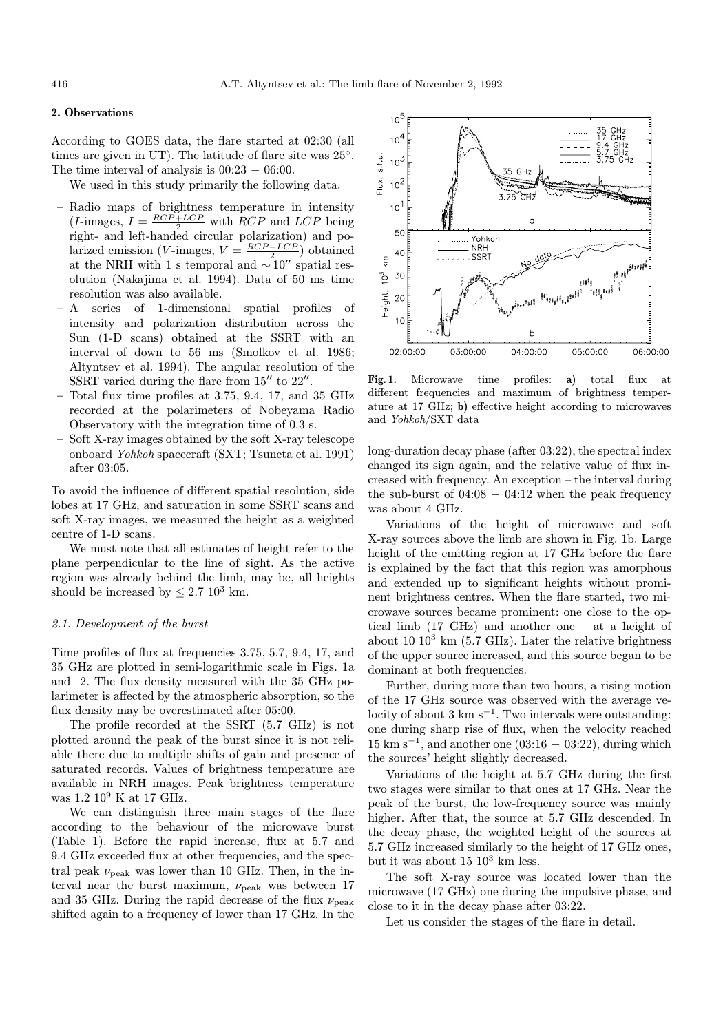## 2. Observations

According to GOES data, the flare started at 02:30 (all times are given in UT). The latitude of flare site was 25°. The time interval of analysis is 00:23 − 06:00.

We used in this study primarily the following data.

- Radio maps of brightness temperature in intensity ($I$-images, $I = \frac{RCP+LCP}{2}$ with $RCP$ and $LCP$ being right- and left-handed circular polarization) and polarized emission ($V$-images, $V = \frac{RCP-LCP}{2}$) obtained at the NRH with 1 s temporal and $\sim 10''$ spatial resolution (Nakajima et al. 1994). Data of 50 ms time resolution was also available.
- A series of 1-dimensional spatial profiles of intensity and polarization distribution across the Sun (1-D scans) obtained at the SSRT with an interval of down to 56 ms (Smolkov et al. 1986; Altyntsev et al. 1994). The angular resolution of the SSRT varied during the flare from $15''$ to $22''$.
- Total flux time profiles at 3.75, 9.4, 17, and 35 GHz recorded at the polarimeters of Nobeyama Radio Observatory with the integration time of 0.3 s.
- Soft X-ray images obtained by the soft X-ray telescope onboard *Yohkoh* spacecraft (SXT; Tsuneta et al. 1991) after 03:05.

To avoid the influence of different spatial resolution, side lobes at 17 GHz, and saturation in some SSRT scans and soft X-ray images, we measured the height as a weighted centre of 1-D scans.

We must note that all estimates of height refer to the plane perpendicular to the line of sight. As the active region was already behind the limb, may be, all heights should be increased by $\leq 2.7\ 10^3$ km.

### 2.1. Development of the burst

Time profiles of flux at frequencies 3.75, 5.7, 9.4, 17, and 35 GHz are plotted in semi-logarithmic scale in Figs. 1a and 2. The flux density measured with the 35 GHz polarimeter is affected by the atmospheric absorption, so the flux density may be overestimated after 05:00.

The profile recorded at the SSRT (5.7 GHz) is not plotted around the peak of the burst since it is not reliable there due to multiple shifts of gain and presence of saturated records. Values of brightness temperature are available in NRH images. Peak brightness temperature was $1.2\ 10^9$ K at 17 GHz.

We can distinguish three main stages of the flare according to the behaviour of the microwave burst (Table 1). Before the rapid increase, flux at 5.7 and 9.4 GHz exceeded flux at other frequencies, and the spectral peak $\nu_{\rm peak}$ was lower than 10 GHz. Then, in the interval near the burst maximum, $\nu_{\rm peak}$ was between 17 and 35 GHz. During the rapid decrease of the flux $\nu_{\rm peak}$ shifted again to a frequency of lower than 17 GHz. In the long-duration decay phase (after 03:22), the spectral index changed its sign again, and the relative value of flux increased with frequency. An exception – the interval during the sub-burst of 04:08 − 04:12 when the peak frequency was about 4 GHz.

**Fig. 1.** Microwave time profiles: **a)** total flux at different frequencies and maximum of brightness temperature at 17 GHz; **b)** effective height according to microwaves and *Yohkoh*/SXT data

Variations of the height of microwave and soft X-ray sources above the limb are shown in Fig. 1b. Large height of the emitting region at 17 GHz before the flare is explained by the fact that this region was amorphous and extended up to significant heights without prominent brightness centres. When the flare started, two microwave sources became prominent: one close to the optical limb (17 GHz) and another one – at a height of about $10\ 10^3$ km (5.7 GHz). Later the relative brightness of the upper source increased, and this source began to be dominant at both frequencies.

Further, during more than two hours, a rising motion of the 17 GHz source was observed with the average velocity of about 3 km s$^{-1}$. Two intervals were outstanding: one during sharp rise of flux, when the velocity reached 15 km s$^{-1}$, and another one (03:16 − 03:22), during which the sources' height slightly decreased.

Variations of the height at 5.7 GHz during the first two stages were similar to that ones at 17 GHz. Near the peak of the burst, the low-frequency source was mainly higher. After that, the source at 5.7 GHz descended. In the decay phase, the weighted height of the sources at 5.7 GHz increased similarly to the height of 17 GHz ones, but it was about $15\ 10^3$ km less.

The soft X-ray source was located lower than the microwave (17 GHz) one during the impulsive phase, and close to it in the decay phase after 03:22.

Let us consider the stages of the flare in detail.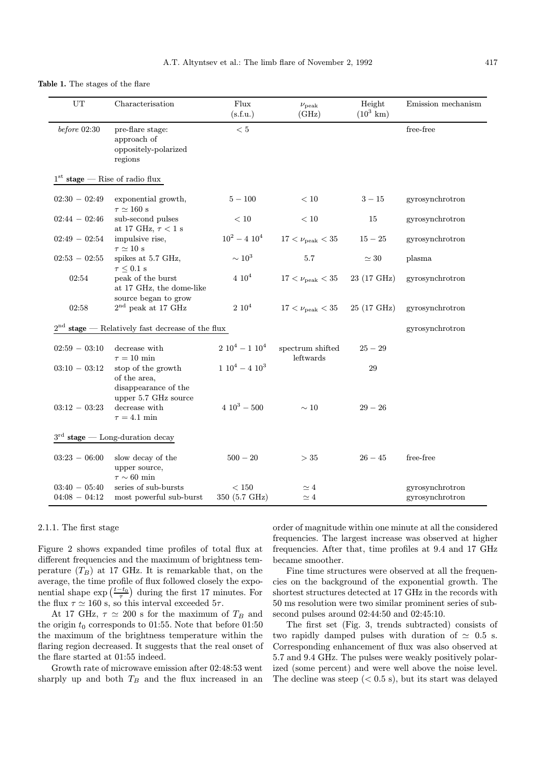**Table 1.** The stages of the flare

| UT | Characterisation | Flux (s.f.u.) | $\nu_{\rm peak}$ (GHz) | Height ($10^3$ km) | Emission mechanism |
|---|---|---|---|---|---|
| *before* 02:30 | pre-flare stage: approach of oppositely-polarized regions | $< 5$ | | | free-free |
| **1$^{\rm st}$ stage** — Rise of radio flux | | | | | |
| $02{:}30 - 02{:}49$ | exponential growth, $\tau \simeq 160$ s | $5 - 100$ | $< 10$ | $3 - 15$ | gyrosynchrotron |
| $02{:}44 - 02{:}46$ | sub-second pulses at 17 GHz, $\tau < 1$ s | $< 10$ | $< 10$ | 15 | gyrosynchrotron |
| $02{:}49 - 02{:}54$ | impulsive rise, $\tau \simeq 10$ s | $10^2 - 4\ 10^4$ | $17 < \nu_{\rm peak} < 35$ | $15 - 25$ | gyrosynchrotron |
| $02{:}53 - 02{:}55$ | spikes at 5.7 GHz, $\tau \leq 0.1$ s | $\sim 10^3$ | 5.7 | $\simeq 30$ | plasma |
| 02:54 | peak of the burst at 17 GHz, the dome-like source began to grow | $4\ 10^4$ | $17 < \nu_{\rm peak} < 35$ | 23 (17 GHz) | gyrosynchrotron |
| 02:58 | 2$^{\rm nd}$ peak at 17 GHz | $2\ 10^4$ | $17 < \nu_{\rm peak} < 35$ | 25 (17 GHz) | gyrosynchrotron |
| **2$^{\rm nd}$ stage** — Relatively fast decrease of the flux | | | | | gyrosynchrotron |
| $02{:}59 - 03{:}10$ | decrease with $\tau = 10$ min | $2\ 10^4 - 1\ 10^4$ | spectrum shifted leftwards | $25 - 29$ | |
| $03{:}10 - 03{:}12$ | stop of the growth of the area, disappearance of the upper 5.7 GHz source | $1\ 10^4 - 4\ 10^3$ | | 29 | |
| $03{:}12 - 03{:}23$ | decrease with $\tau = 4.1$ min | $4\ 10^3 - 500$ | $\sim 10$ | $29 - 26$ | |
| **3$^{\rm rd}$ stage** — Long-duration decay | | | | | |
| $03{:}23 - 06{:}00$ | slow decay of the upper source, $\tau \sim 60$ min | $500 - 20$ | $> 35$ | $26 - 45$ | free-free |
| $03{:}40 - 05{:}40$ | series of sub-bursts | $< 150$ | $\simeq 4$ | | gyrosynchrotron |
| $04{:}08 - 04{:}12$ | most powerful sub-burst | 350 (5.7 GHz) | $\simeq 4$ | | gyrosynchrotron |

#### 2.1.1. The first stage

Figure 2 shows expanded time profiles of total flux at different frequencies and the maximum of brightness temperature ($T_B$) at 17 GHz. It is remarkable that, on the average, the time profile of flux followed closely the exponential shape $\exp\left(\frac{t-t_0}{\tau}\right)$ during the first 17 minutes. For the flux $\tau \simeq 160$ s, so this interval exceeded $5\tau$.

At 17 GHz, $\tau \simeq 200$ s for the maximum of $T_B$ and the origin $t_0$ corresponds to 01:55. Note that before 01:50 the maximum of the brightness temperature within the flaring region decreased. It suggests that the real onset of the flare started at 01:55 indeed.

Growth rate of microwave emission after 02:48:53 went sharply up and both $T_B$ and the flux increased in an order of magnitude within one minute at all the considered frequencies. The largest increase was observed at higher frequencies. After that, time profiles at 9.4 and 17 GHz became smoother.

Fine time structures were observed at all the frequencies on the background of the exponential growth. The shortest structures detected at 17 GHz in the records with 50 ms resolution were two similar prominent series of subsecond pulses around 02:44:50 and 02:45:10.

The first set (Fig. 3, trends subtracted) consists of two rapidly damped pulses with duration of $\simeq 0.5$ s. Corresponding enhancement of flux was also observed at 5.7 and 9.4 GHz. The pulses were weakly positively polarized (some percent) and were well above the noise level. The decline was steep ($< 0.5$ s), but its start was delayed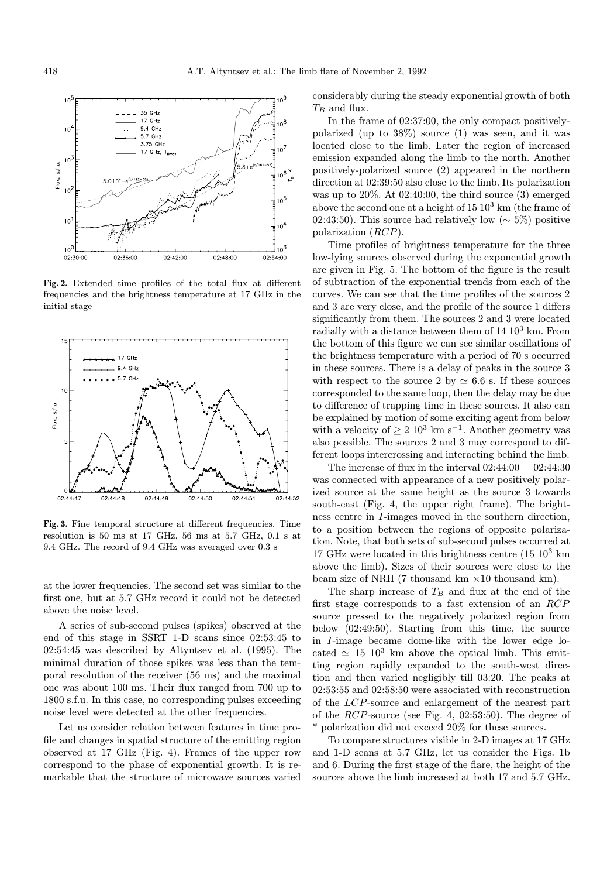**Fig. 2.** Extended time profiles of the total flux at different frequencies and the brightness temperature at 17 GHz in the initial stage

**Fig. 3.** Fine temporal structure at different frequencies. Time resolution is 50 ms at 17 GHz, 56 ms at 5.7 GHz, 0.1 s at 9.4 GHz. The record of 9.4 GHz was averaged over 0.3 s

at the lower frequencies. The second set was similar to the first one, but at 5.7 GHz record it could not be detected above the noise level.

A series of sub-second pulses (spikes) observed at the end of this stage in SSRT 1-D scans since 02:53:45 to 02:54:45 was described by Altyntsev et al. (1995). The minimal duration of those spikes was less than the temporal resolution of the receiver (56 ms) and the maximal one was about 100 ms. Their flux ranged from 700 up to 1800 s.f.u. In this case, no corresponding pulses exceeding noise level were detected at the other frequencies.

Let us consider relation between features in time profile and changes in spatial structure of the emitting region observed at 17 GHz (Fig. 4). Frames of the upper row correspond to the phase of exponential growth. It is remarkable that the structure of microwave sources varied considerably during the steady exponential growth of both $T_B$ and flux.

In the frame of 02:37:00, the only compact positively-polarized (up to 38%) source (1) was seen, and it was located close to the limb. Later the region of increased emission expanded along the limb to the north. Another positively-polarized source (2) appeared in the northern direction at 02:39:50 also close to the limb. Its polarization was up to 20%. At 02:40:00, the third source (3) emerged above the second one at a height of $15\ 10^3$ km (the frame of 02:43:50). This source had relatively low ($\sim 5\%$) positive polarization ($RCP$).

Time profiles of brightness temperature for the three low-lying sources observed during the exponential growth are given in Fig. 5. The bottom of the figure is the result of subtraction of the exponential trends from each of the curves. We can see that the time profiles of the sources 2 and 3 are very close, and the profile of the source 1 differs significantly from them. The sources 2 and 3 were located radially with a distance between them of $14\ 10^3$ km. From the bottom of this figure we can see similar oscillations of the brightness temperature with a period of 70 s occurred in these sources. There is a delay of peaks in the source 3 with respect to the source 2 by $\simeq 6.6$ s. If these sources corresponded to the same loop, then the delay may be due to difference of trapping time in these sources. It also can be explained by motion of some exciting agent from below with a velocity of $\geq 2\ 10^3$ km s$^{-1}$. Another geometry was also possible. The sources 2 and 3 may correspond to different loops intercrossing and interacting behind the limb.

The increase of flux in the interval $02{:}44{:}00 - 02{:}44{:}30$ was connected with appearance of a new positively polarized source at the same height as the source 3 towards south-east (Fig. 4, the upper right frame). The brightness centre in $I$-images moved in the southern direction, to a position between the regions of opposite polarization. Note, that both sets of sub-second pulses occurred at 17 GHz were located in this brightness centre ($15\ 10^3$ km above the limb). Sizes of their sources were close to the beam size of NRH (7 thousand km $\times 10$ thousand km).

The sharp increase of $T_B$ and flux at the end of the first stage corresponds to a fast extension of an $RCP$ source pressed to the negatively polarized region from below (02:49:50). Starting from this time, the source in $I$-image became dome-like with the lower edge located $\simeq 15\ 10^3$ km above the optical limb. This emitting region rapidly expanded to the south-west direction and then varied negligibly till 03:20. The peaks at 02:53:55 and 02:58:50 were associated with reconstruction of the $LCP$-source and enlargement of the nearest part of the $RCP$-source (see Fig. 4, 02:53:50). The degree of * polarization did not exceed 20% for these sources.

To compare structures visible in 2-D images at 17 GHz and 1-D scans at 5.7 GHz, let us consider the Figs. 1b and 6. During the first stage of the flare, the height of the sources above the limb increased at both 17 and 5.7 GHz.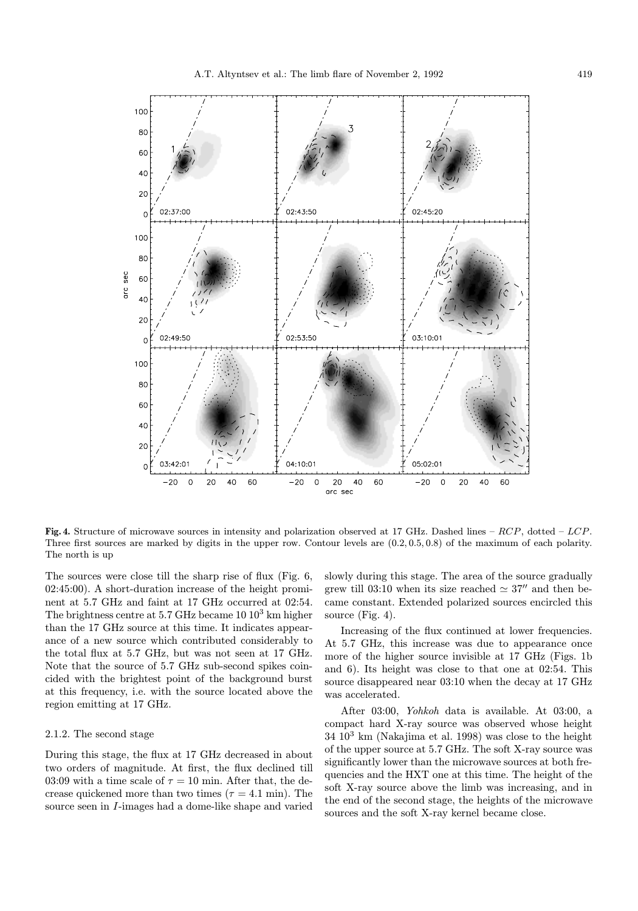**Fig. 4.** Structure of microwave sources in intensity and polarization observed at 17 GHz. Dashed lines – $RCP$, dotted – $LCP$. Three first sources are marked by digits in the upper row. Contour levels are (0.2, 0.5, 0.8) of the maximum of each polarity. The north is up

The sources were close till the sharp rise of flux (Fig. 6, 02:45:00). A short-duration increase of the height prominent at 5.7 GHz and faint at 17 GHz occurred at 02:54. The brightness centre at 5.7 GHz became 10 $10^3$ km higher than the 17 GHz source at this time. It indicates appearance of a new source which contributed considerably to the total flux at 5.7 GHz, but was not seen at 17 GHz. Note that the source of 5.7 GHz sub-second spikes coincided with the brightest point of the background burst at this frequency, i.e. with the source located above the region emitting at 17 GHz.

#### 2.1.2. The second stage

During this stage, the flux at 17 GHz decreased in about two orders of magnitude. At first, the flux declined till 03:09 with a time scale of $\tau = 10$ min. After that, the decrease quickened more than two times ($\tau = 4.1$ min). The source seen in $I$-images had a dome-like shape and varied slowly during this stage. The area of the source gradually grew till 03:10 when its size reached $\simeq 37''$ and then became constant. Extended polarized sources encircled this source (Fig. 4).

Increasing of the flux continued at lower frequencies. At 5.7 GHz, this increase was due to appearance once more of the higher source invisible at 17 GHz (Figs. 1b and 6). Its height was close to that one at 02:54. This source disappeared near 03:10 when the decay at 17 GHz was accelerated.

After 03:00, *Yohkoh* data is available. At 03:00, a compact hard X-ray source was observed whose height 34 $10^3$ km (Nakajima et al. 1998) was close to the height of the upper source at 5.7 GHz. The soft X-ray source was significantly lower than the microwave sources at both frequencies and the HXT one at this time. The height of the soft X-ray source above the limb was increasing, and in the end of the second stage, the heights of the microwave sources and the soft X-ray kernel became close.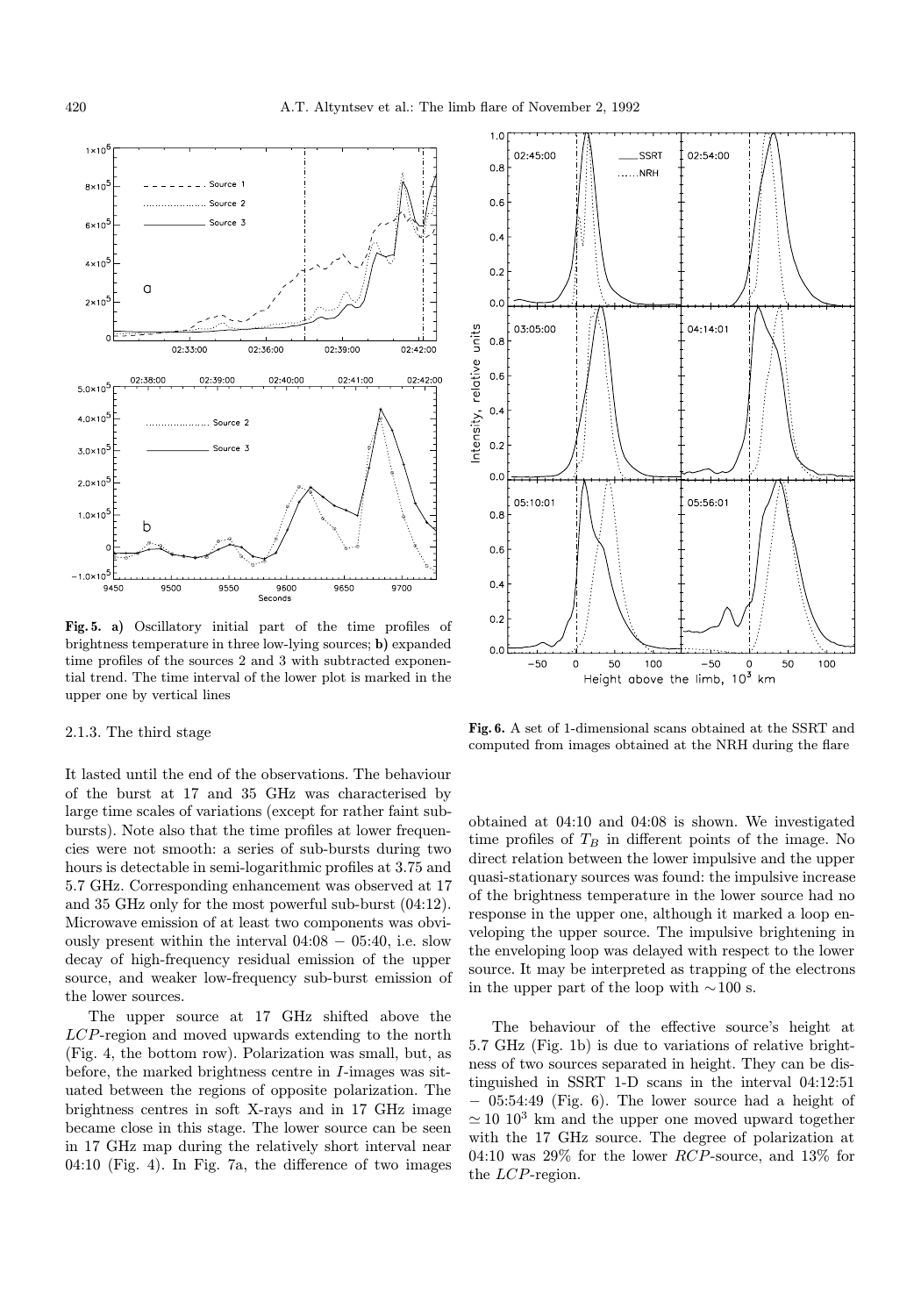**Fig. 5. a)** Oscillatory initial part of the time profiles of brightness temperature in three low-lying sources; **b)** expanded time profiles of the sources 2 and 3 with subtracted exponential trend. The time interval of the lower plot is marked in the upper one by vertical lines

**Fig. 6.** A set of 1-dimensional scans obtained at the SSRT and computed from images obtained at the NRH during the flare

#### 2.1.3. The third stage

It lasted until the end of the observations. The behaviour of the burst at 17 and 35 GHz was characterised by large time scales of variations (except for rather faint subbursts). Note also that the time profiles at lower frequencies were not smooth: a series of sub-bursts during two hours is detectable in semi-logarithmic profiles at 3.75 and 5.7 GHz. Corresponding enhancement was observed at 17 and 35 GHz only for the most powerful sub-burst (04:12). Microwave emission of at least two components was obviously present within the interval 04:08 − 05:40, i.e. slow decay of high-frequency residual emission of the upper source, and weaker low-frequency sub-burst emission of the lower sources.

The upper source at 17 GHz shifted above the *LCP*-region and moved upwards extending to the north (Fig. 4, the bottom row). Polarization was small, but, as before, the marked brightness centre in *I*-images was situated between the regions of opposite polarization. The brightness centres in soft X-rays and in 17 GHz image became close in this stage. The lower source can be seen in 17 GHz map during the relatively short interval near 04:10 (Fig. 4). In Fig. 7a, the difference of two images obtained at 04:10 and 04:08 is shown. We investigated time profiles of $T_B$ in different points of the image. No direct relation between the lower impulsive and the upper quasi-stationary sources was found: the impulsive increase of the brightness temperature in the lower source had no response in the upper one, although it marked a loop enveloping the upper source. The impulsive brightening in the enveloping loop was delayed with respect to the lower source. It may be interpreted as trapping of the electrons in the upper part of the loop with $\sim$100 s.

The behaviour of the effective source's height at 5.7 GHz (Fig. 1b) is due to variations of relative brightness of two sources separated in height. They can be distinguished in SSRT 1-D scans in the interval 04:12:51 − 05:54:49 (Fig. 6). The lower source had a height of $\simeq 10\ 10^3$ km and the upper one moved upward together with the 17 GHz source. The degree of polarization at 04:10 was 29% for the lower *RCP*-source, and 13% for the *LCP*-region.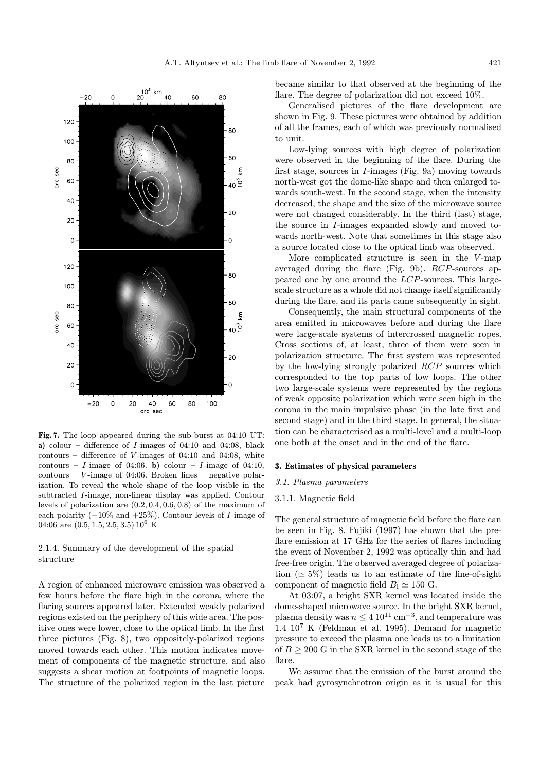**Fig. 7.** The loop appeared during the sub-burst at 04:10 UT: **a)** colour – difference of *I*-images of 04:10 and 04:08, black contours – difference of *V*-images of 04:10 and 04:08, white contours – *I*-image of 04:06. **b)** colour – *I*-image of 04:10, contours – *V*-image of 04:06. Broken lines – negative polarization. To reveal the whole shape of the loop visible in the subtracted *I*-image, non-linear display was applied. Contour levels of polarization are (0.2, 0.4, 0.6, 0.8) of the maximum of each polarity (−10% and +25%). Contour levels of *I*-image of 04:06 are (0.5, 1.5, 2.5, 3.5) $10^6$ K

#### 2.1.4. Summary of the development of the spatial structure

A region of enhanced microwave emission was observed a few hours before the flare high in the corona, where the flaring sources appeared later. Extended weakly polarized regions existed on the periphery of this wide area. The positive ones were lower, close to the optical limb. In the first three pictures (Fig. 8), two oppositely-polarized regions moved towards each other. This motion indicates movement of components of the magnetic structure, and also suggests a shear motion at footpoints of magnetic loops. The structure of the polarized region in the last picture became similar to that observed at the beginning of the flare. The degree of polarization did not exceed 10%.

Generalised pictures of the flare development are shown in Fig. 9. These pictures were obtained by addition of all the frames, each of which was previously normalised to unit.

Low-lying sources with high degree of polarization were observed in the beginning of the flare. During the first stage, sources in *I*-images (Fig. 9a) moving towards north-west got the dome-like shape and then enlarged towards south-west. In the second stage, when the intensity decreased, the shape and the size of the microwave source were not changed considerably. In the third (last) stage, the source in *I*-images expanded slowly and moved towards north-west. Note that sometimes in this stage also a source located close to the optical limb was observed.

More complicated structure is seen in the *V*-map averaged during the flare (Fig. 9b). *RCP*-sources appeared one by one around the *LCP*-sources. This large-scale structure as a whole did not change itself significantly during the flare, and its parts came subsequently in sight.

Consequently, the main structural components of the area emitted in microwaves before and during the flare were large-scale systems of intercrossed magnetic ropes. Cross sections of, at least, three of them were seen in polarization structure. The first system was represented by the low-lying strongly polarized *RCP* sources which corresponded to the top parts of low loops. The other two large-scale systems were represented by the regions of weak opposite polarization which were seen high in the corona in the main impulsive phase (in the late first and second stage) and in the third stage. In general, the situation can be characterised as a multi-level and a multi-loop one both at the onset and in the end of the flare.

## 3. Estimates of physical parameters

### 3.1. Plasma parameters

#### 3.1.1. Magnetic field

The general structure of magnetic field before the flare can be seen in Fig. 8. Fujiki (1997) has shown that the preflare emission at 17 GHz for the series of flares including the event of November 2, 1992 was optically thin and had free-free origin. The observed averaged degree of polarization ($\simeq 5\%$) leads us to an estimate of the line-of-sight component of magnetic field $B_{\rm l} \simeq 150$ G.

At 03:07, a bright SXR kernel was located inside the dome-shaped microwave source. In the bright SXR kernel, plasma density was $n \leq 4\,10^{11}$ cm$^{-3}$, and temperature was 1.4 $10^7$ K (Feldman et al. 1995). Demand for magnetic pressure to exceed the plasma one leads us to a limitation of $B \geq 200$ G in the SXR kernel in the second stage of the flare.

We assume that the emission of the burst around the peak had gyrosynchrotron origin as it is usual for this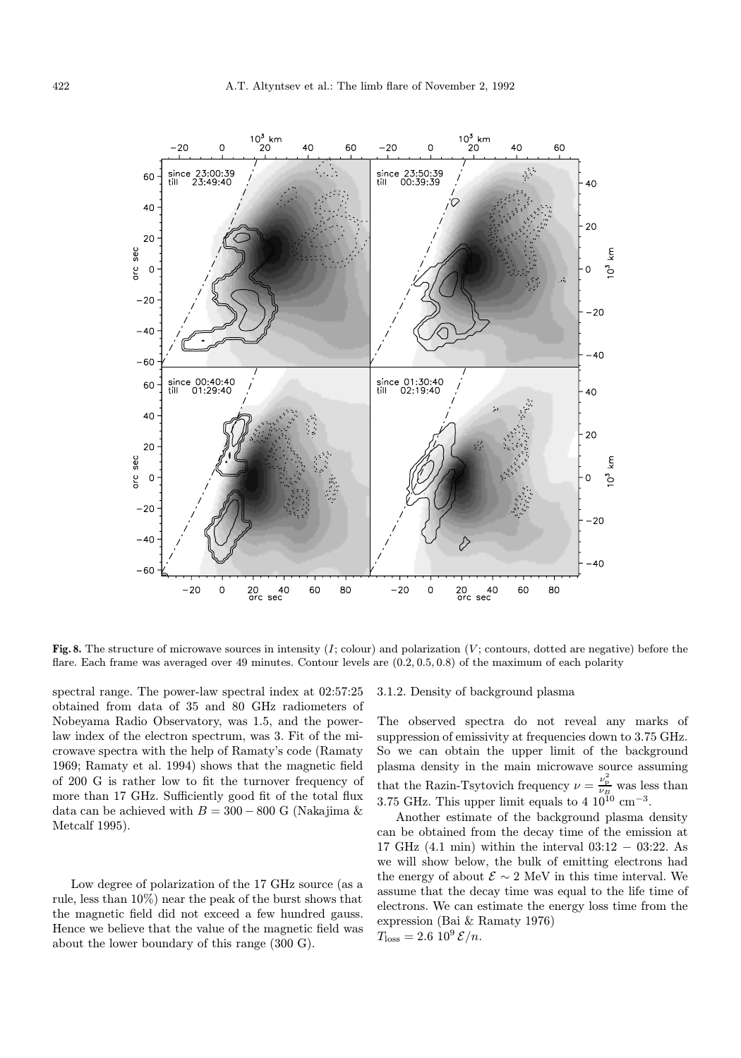**Fig. 8.** The structure of microwave sources in intensity ($I$; colour) and polarization ($V$; contours, dotted are negative) before the flare. Each frame was averaged over 49 minutes. Contour levels are (0.2, 0.5, 0.8) of the maximum of each polarity

spectral range. The power-law spectral index at 02:57:25 obtained from data of 35 and 80 GHz radiometers of Nobeyama Radio Observatory, was 1.5, and the power-law index of the electron spectrum, was 3. Fit of the microwave spectra with the help of Ramaty's code (Ramaty 1969; Ramaty et al. 1994) shows that the magnetic field of 200 G is rather low to fit the turnover frequency of more than 17 GHz. Sufficiently good fit of the total flux data can be achieved with $B = 300 - 800$ G (Nakajima & Metcalf 1995).

Low degree of polarization of the 17 GHz source (as a rule, less than 10%) near the peak of the burst shows that the magnetic field did not exceed a few hundred gauss. Hence we believe that the value of the magnetic field was about the lower boundary of this range (300 G).

### 3.1.2. Density of background plasma

The observed spectra do not reveal any marks of suppression of emissivity at frequencies down to 3.75 GHz. So we can obtain the upper limit of the background plasma density in the main microwave source assuming that the Razin-Tsytovich frequency $\nu = \frac{\nu_p^2}{\nu_B}$ was less than 3.75 GHz. This upper limit equals to $4\ 10^{10}$ cm$^{-3}$.

Another estimate of the background plasma density can be obtained from the decay time of the emission at 17 GHz (4.1 min) within the interval 03:12 − 03:22. As we will show below, the bulk of emitting electrons had the energy of about $\mathcal{E} \sim 2$ MeV in this time interval. We assume that the decay time was equal to the life time of electrons. We can estimate the energy loss time from the expression (Bai & Ramaty 1976)

$T_{\rm loss} = 2.6\ 10^9\, \mathcal{E}/n.$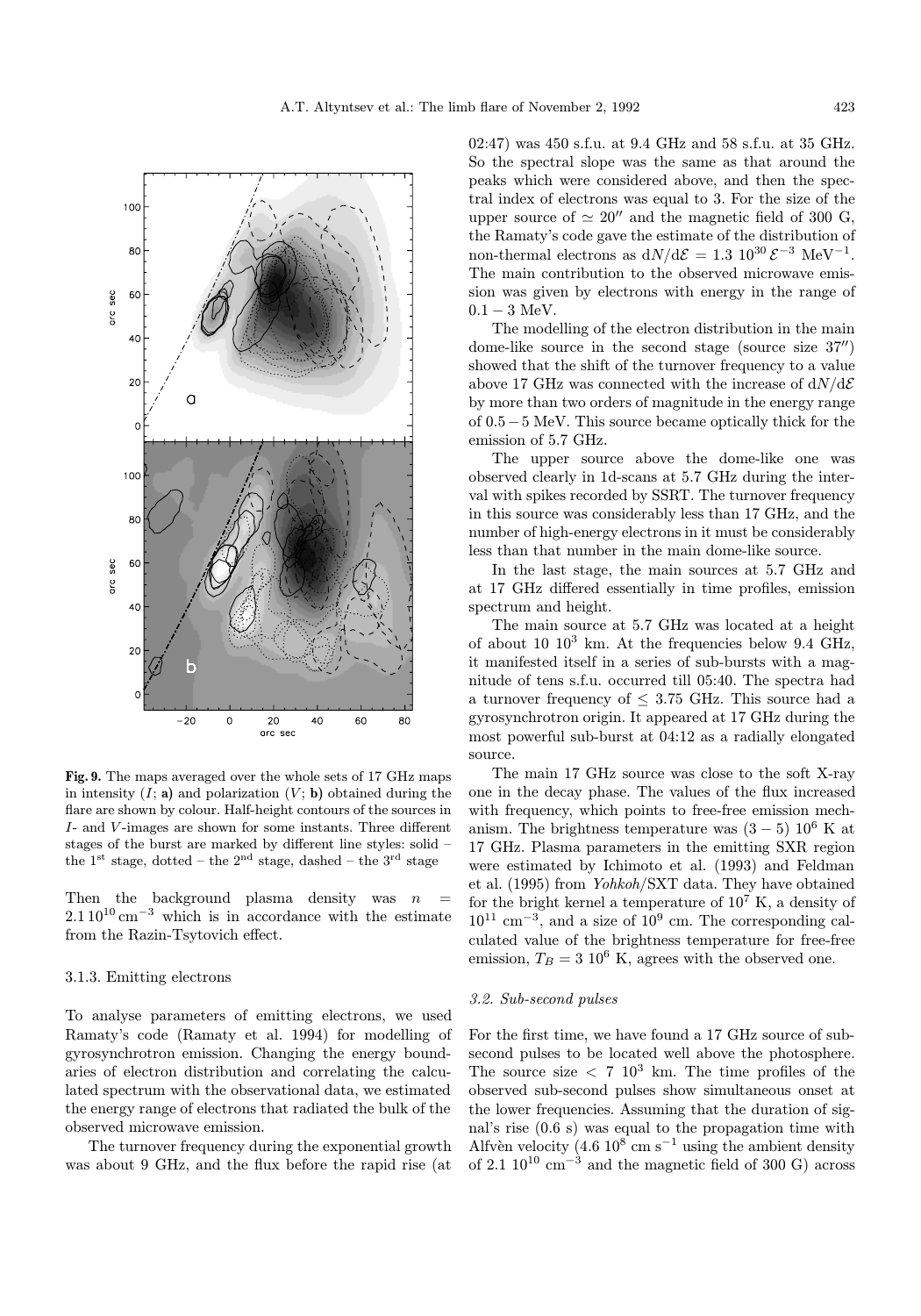**Fig. 9.** The maps averaged over the whole sets of 17 GHz maps in intensity ($I$; **a)** and polarization ($V$; **b)** obtained during the flare are shown by colour. Half-height contours of the sources in $I$- and $V$-images are shown for some instants. Three different stages of the burst are marked by different line styles: solid – the 1[st] stage, dotted – the 2[nd] stage, dashed – the 3[rd] stage

Then the background plasma density was $n = 2.1\,10^{10}\,\mathrm{cm}^{-3}$ which is in accordance with the estimate from the Razin-Tsytovich effect.

#### 3.1.3. Emitting electrons

To analyse parameters of emitting electrons, we used Ramaty's code (Ramaty et al. 1994) for modelling of gyrosynchrotron emission. Changing the energy boundaries of electron distribution and correlating the calculated spectrum with the observational data, we estimated the energy range of electrons that radiated the bulk of the observed microwave emission.

The turnover frequency during the exponential growth was about 9 GHz, and the flux before the rapid rise (at 02:47) was 450 s.f.u. at 9.4 GHz and 58 s.f.u. at 35 GHz. So the spectral slope was the same as that around the peaks which were considered above, and then the spectral index of electrons was equal to 3. For the size of the upper source of $\simeq 20''$ and the magnetic field of 300 G, the Ramaty's code gave the estimate of the distribution of non-thermal electrons as $\mathrm{d}N/\mathrm{d}\mathcal{E} = 1.3\,10^{30}\,\mathcal{E}^{-3}\,\mathrm{MeV}^{-1}$. The main contribution to the observed microwave emission was given by electrons with energy in the range of $0.1 - 3$ MeV.

The modelling of the electron distribution in the main dome-like source in the second stage (source size $37''$) showed that the shift of the turnover frequency to a value above 17 GHz was connected with the increase of $\mathrm{d}N/\mathrm{d}\mathcal{E}$ by more than two orders of magnitude in the energy range of $0.5 - 5$ MeV. This source became optically thick for the emission of 5.7 GHz.

The upper source above the dome-like one was observed clearly in 1d-scans at 5.7 GHz during the interval with spikes recorded by SSRT. The turnover frequency in this source was considerably less than 17 GHz, and the number of high-energy electrons in it must be considerably less than that number in the main dome-like source.

In the last stage, the main sources at 5.7 GHz and at 17 GHz differed essentially in time profiles, emission spectrum and height.

The main source at 5.7 GHz was located at a height of about $10\,10^3$ km. At the frequencies below 9.4 GHz, it manifested itself in a series of sub-bursts with a magnitude of tens s.f.u. occurred till 05:40. The spectra had a turnover frequency of $\leq 3.75$ GHz. This source had a gyrosynchrotron origin. It appeared at 17 GHz during the most powerful sub-burst at 04:12 as a radially elongated source.

The main 17 GHz source was close to the soft X-ray one in the decay phase. The values of the flux increased with frequency, which points to free-free emission mechanism. The brightness temperature was $(3-5)\,10^6$ K at 17 GHz. Plasma parameters in the emitting SXR region were estimated by Ichimoto et al. (1993) and Feldman et al. (1995) from *Yohkoh*/SXT data. They have obtained for the bright kernel a temperature of $10^7$ K, a density of $10^{11}\,\mathrm{cm}^{-3}$, and a size of $10^9$ cm. The corresponding calculated value of the brightness temperature for free-free emission, $T_B = 3\,10^6$ K, agrees with the observed one.

### *3.2. Sub-second pulses*

For the first time, we have found a 17 GHz source of sub-second pulses to be located well above the photosphere. The source size $< 7\,10^3$ km. The time profiles of the observed sub-second pulses show simultaneous onset at the lower frequencies. Assuming that the duration of signal's rise (0.6 s) was equal to the propagation time with Alfvèn velocity ($4.6\,10^8\,\mathrm{cm\,s}^{-1}$ using the ambient density of $2.1\,10^{10}\,\mathrm{cm}^{-3}$ and the magnetic field of 300 G) across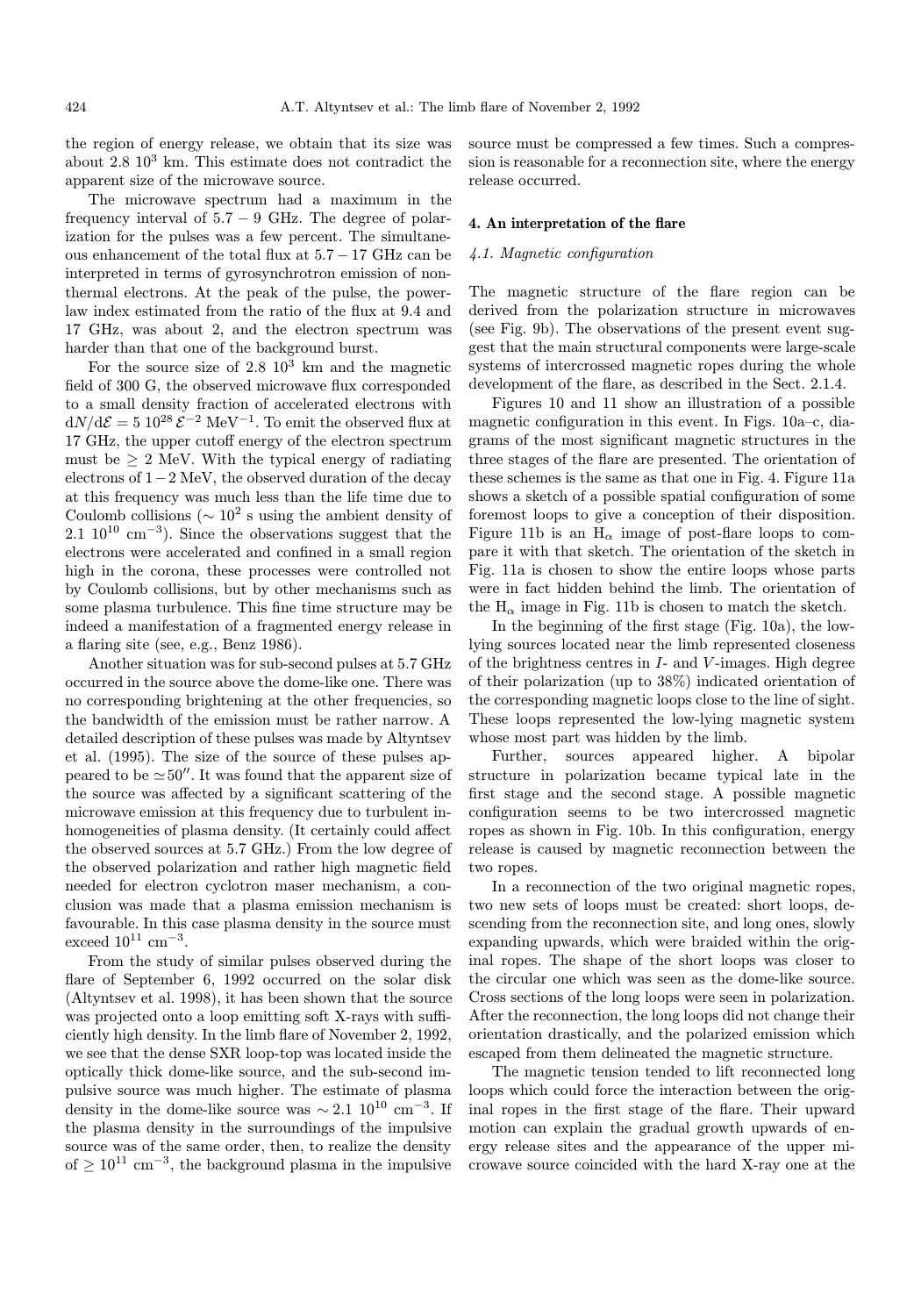the region of energy release, we obtain that its size was about $2.8\ 10^3$ km. This estimate does not contradict the apparent size of the microwave source.

The microwave spectrum had a maximum in the frequency interval of $5.7-9$ GHz. The degree of polarization for the pulses was a few percent. The simultaneous enhancement of the total flux at $5.7-17$ GHz can be interpreted in terms of gyrosynchrotron emission of nonthermal electrons. At the peak of the pulse, the power-law index estimated from the ratio of the flux at 9.4 and 17 GHz, was about 2, and the electron spectrum was harder than that one of the background burst.

For the source size of $2.8\ 10^3$ km and the magnetic field of 300 G, the observed microwave flux corresponded to a small density fraction of accelerated electrons with $\mathrm{d}N/\mathrm{d}\mathcal{E} = 5\ 10^{28}\,\mathcal{E}^{-2}$ MeV$^{-1}$. To emit the observed flux at 17 GHz, the upper cutoff energy of the electron spectrum must be $\geq 2$ MeV. With the typical energy of radiating electrons of $1-2$ MeV, the observed duration of the decay at this frequency was much less than the life time due to Coulomb collisions ($\sim 10^2$ s using the ambient density of $2.1\ 10^{10}$ cm$^{-3}$). Since the observations suggest that the electrons were accelerated and confined in a small region high in the corona, these processes were controlled not by Coulomb collisions, but by other mechanisms such as some plasma turbulence. This fine time structure may be indeed a manifestation of a fragmented energy release in a flaring site (see, e.g., Benz 1986).

Another situation was for sub-second pulses at 5.7 GHz occurred in the source above the dome-like one. There was no corresponding brightening at the other frequencies, so the bandwidth of the emission must be rather narrow. A detailed description of these pulses was made by Altyntsev et al. (1995). The size of the source of these pulses appeared to be $\simeq 50''$. It was found that the apparent size of the source was affected by a significant scattering of the microwave emission at this frequency due to turbulent inhomogeneities of plasma density. (It certainly could affect the observed sources at 5.7 GHz.) From the low degree of the observed polarization and rather high magnetic field needed for electron cyclotron maser mechanism, a conclusion was made that a plasma emission mechanism is favourable. In this case plasma density in the source must exceed $10^{11}$ cm$^{-3}$.

From the study of similar pulses observed during the flare of September 6, 1992 occurred on the solar disk (Altyntsev et al. 1998), it has been shown that the source was projected onto a loop emitting soft X-rays with sufficiently high density. In the limb flare of November 2, 1992, we see that the dense SXR loop-top was located inside the optically thick dome-like source, and the sub-second impulsive source was much higher. The estimate of plasma density in the dome-like source was $\sim 2.1\ 10^{10}$ cm$^{-3}$. If the plasma density in the surroundings of the impulsive source was of the same order, then, to realize the density of $\geq 10^{11}$ cm$^{-3}$, the background plasma in the impulsive source must be compressed a few times. Such a compression is reasonable for a reconnection site, where the energy release occurred.

## 4. An interpretation of the flare

### *4.1. Magnetic configuration*

The magnetic structure of the flare region can be derived from the polarization structure in microwaves (see Fig. 9b). The observations of the present event suggest that the main structural components were large-scale systems of intercrossed magnetic ropes during the whole development of the flare, as described in the Sect. 2.1.4.

Figures 10 and 11 show an illustration of a possible magnetic configuration in this event. In Figs. 10a–c, diagrams of the most significant magnetic structures in the three stages of the flare are presented. The orientation of these schemes is the same as that one in Fig. 4. Figure 11a shows a sketch of a possible spatial configuration of some foremost loops to give a conception of their disposition. Figure 11b is an H$_\alpha$ image of post-flare loops to compare it with that sketch. The orientation of the sketch in Fig. 11a is chosen to show the entire loops whose parts were in fact hidden behind the limb. The orientation of the H$_\alpha$ image in Fig. 11b is chosen to match the sketch.

In the beginning of the first stage (Fig. 10a), the low-lying sources located near the limb represented closeness of the brightness centres in $I$- and $V$-images. High degree of their polarization (up to 38%) indicated orientation of the corresponding magnetic loops close to the line of sight. These loops represented the low-lying magnetic system whose most part was hidden by the limb.

Further, sources appeared higher. A bipolar structure in polarization became typical late in the first stage and the second stage. A possible magnetic configuration seems to be two intercrossed magnetic ropes as shown in Fig. 10b. In this configuration, energy release is caused by magnetic reconnection between the two ropes.

In a reconnection of the two original magnetic ropes, two new sets of loops must be created: short loops, descending from the reconnection site, and long ones, slowly expanding upwards, which were braided within the original ropes. The shape of the short loops was closer to the circular one which was seen as the dome-like source. Cross sections of the long loops were seen in polarization. After the reconnection, the long loops did not change their orientation drastically, and the polarized emission which escaped from them delineated the magnetic structure.

The magnetic tension tended to lift reconnected long loops which could force the interaction between the original ropes in the first stage of the flare. Their upward motion can explain the gradual growth upwards of energy release sites and the appearance of the upper microwave source coincided with the hard X-ray one at the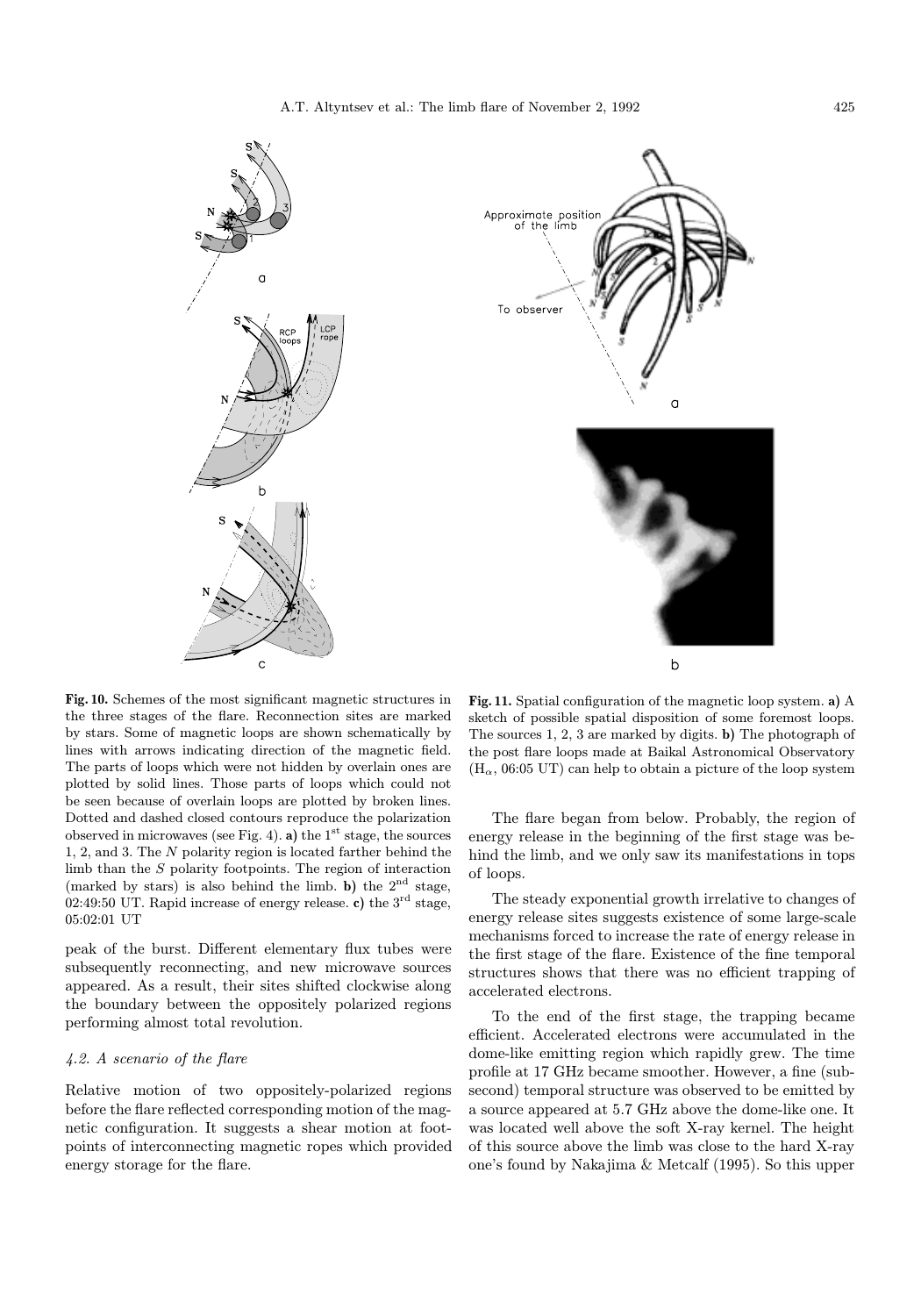**Fig. 10.** Schemes of the most significant magnetic structures in the three stages of the flare. Reconnection sites are marked by stars. Some of magnetic loops are shown schematically by lines with arrows indicating direction of the magnetic field. The parts of loops which were not hidden by overlain ones are plotted by solid lines. Those parts of loops which could not be seen because of overlain loops are plotted by broken lines. Dotted and dashed closed contours reproduce the polarization observed in microwaves (see Fig. 4). **a)** the 1[st] stage, the sources 1, 2, and 3. The $N$ polarity region is located farther behind the limb than the $S$ polarity footpoints. The region of interaction (marked by stars) is also behind the limb. **b)** the 2[nd] stage, 02:49:50 UT. Rapid increase of energy release. **c)** the 3[rd] stage, 05:02:01 UT

**Fig. 11.** Spatial configuration of the magnetic loop system. **a)** A sketch of possible spatial disposition of some foremost loops. The sources 1, 2, 3 are marked by digits. **b)** The photograph of the post flare loops made at Baikal Astronomical Observatory ($H_\alpha$, 06:05 UT) can help to obtain a picture of the loop system

peak of the burst. Different elementary flux tubes were subsequently reconnecting, and new microwave sources appeared. As a result, their sites shifted clockwise along the boundary between the oppositely polarized regions performing almost total revolution.

### *4.2. A scenario of the flare*

Relative motion of two oppositely-polarized regions before the flare reflected corresponding motion of the magnetic configuration. It suggests a shear motion at footpoints of interconnecting magnetic ropes which provided energy storage for the flare.

The flare began from below. Probably, the region of energy release in the beginning of the first stage was behind the limb, and we only saw its manifestations in tops of loops.

The steady exponential growth irrelative to changes of energy release sites suggests existence of some large-scale mechanisms forced to increase the rate of energy release in the first stage of the flare. Existence of the fine temporal structures shows that there was no efficient trapping of accelerated electrons.

To the end of the first stage, the trapping became efficient. Accelerated electrons were accumulated in the dome-like emitting region which rapidly grew. The time profile at 17 GHz became smoother. However, a fine (subsecond) temporal structure was observed to be emitted by a source appeared at 5.7 GHz above the dome-like one. It was located well above the soft X-ray kernel. The height of this source above the limb was close to the hard X-ray one's found by Nakajima & Metcalf (1995). So this upper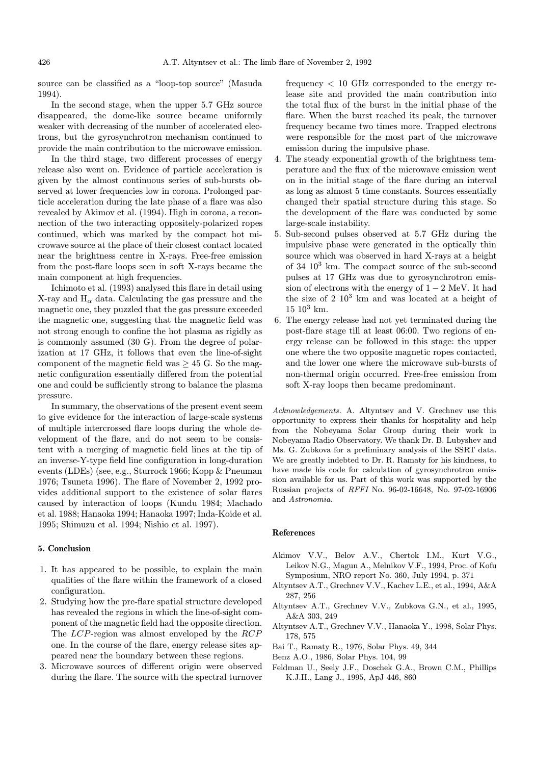source can be classified as a "loop-top source" (Masuda 1994).

In the second stage, when the upper 5.7 GHz source disappeared, the dome-like source became uniformly weaker with decreasing of the number of accelerated electrons, but the gyrosynchrotron mechanism continued to provide the main contribution to the microwave emission.

In the third stage, two different processes of energy release also went on. Evidence of particle acceleration is given by the almost continuous series of sub-bursts observed at lower frequencies low in corona. Prolonged particle acceleration during the late phase of a flare was also revealed by Akimov et al. (1994). High in corona, a reconnection of the two interacting oppositely-polarized ropes continued, which was marked by the compact hot microwave source at the place of their closest contact located near the brightness centre in X-rays. Free-free emission from the post-flare loops seen in soft X-rays became the main component at high frequencies.

Ichimoto et al. (1993) analysed this flare in detail using X-ray and $H_\alpha$ data. Calculating the gas pressure and the magnetic one, they puzzled that the gas pressure exceeded the magnetic one, suggesting that the magnetic field was not strong enough to confine the hot plasma as rigidly as is commonly assumed (30 G). From the degree of polarization at 17 GHz, it follows that even the line-of-sight component of the magnetic field was $\geq 45$ G. So the magnetic configuration essentially differed from the potential one and could be sufficiently strong to balance the plasma pressure.

In summary, the observations of the present event seem to give evidence for the interaction of large-scale systems of multiple intercrossed flare loops during the whole development of the flare, and do not seem to be consistent with a merging of magnetic field lines at the tip of an inverse-Y-type field line configuration in long-duration events (LDEs) (see, e.g., Sturrock 1966; Kopp & Pneuman 1976; Tsuneta 1996). The flare of November 2, 1992 provides additional support to the existence of solar flares caused by interaction of loops (Kundu 1984; Machado et al. 1988; Hanaoka 1994; Hanaoka 1997; Inda-Koide et al. 1995; Shimuzu et al. 1994; Nishio et al. 1997).

## 5. Conclusion

1. It has appeared to be possible, to explain the main qualities of the flare within the framework of a closed configuration.
2. Studying how the pre-flare spatial structure developed has revealed the regions in which the line-of-sight component of the magnetic field had the opposite direction. The *LCP*-region was almost enveloped by the *RCP* one. In the course of the flare, energy release sites appeared near the boundary between these regions.
3. Microwave sources of different origin were observed during the flare. The source with the spectral turnover frequency $< 10$ GHz corresponded to the energy release site and provided the main contribution into the total flux of the burst in the initial phase of the flare. When the burst reached its peak, the turnover frequency became two times more. Trapped electrons were responsible for the most part of the microwave emission during the impulsive phase.
4. The steady exponential growth of the brightness temperature and the flux of the microwave emission went on in the initial stage of the flare during an interval as long as almost 5 time constants. Sources essentially changed their spatial structure during this stage. So the development of the flare was conducted by some large-scale instability.
5. Sub-second pulses observed at 5.7 GHz during the impulsive phase were generated in the optically thin source which was observed in hard X-rays at a height of 34 $10^3$ km. The compact source of the sub-second pulses at 17 GHz was due to gyrosynchrotron emission of electrons with the energy of $1-2$ MeV. It had the size of 2 $10^3$ km and was located at a height of 15 $10^3$ km.
6. The energy release had not yet terminated during the post-flare stage till at least 06:00. Two regions of energy release can be followed in this stage: the upper one where the two opposite magnetic ropes contacted, and the lower one where the microwave sub-bursts of non-thermal origin occurred. Free-free emission from soft X-ray loops then became predominant.

*Acknowledgements.* A. Altyntsev and V. Grechnev use this opportunity to express their thanks for hospitality and help from the Nobeyama Solar Group during their work in Nobeyama Radio Observatory. We thank Dr. B. Lubyshev and Ms. G. Zubkova for a preliminary analysis of the SSRT data. We are greatly indebted to Dr. R. Ramaty for his kindness, to have made his code for calculation of gyrosynchrotron emission available for us. Part of this work was supported by the Russian projects of *RFFI* No. 96-02-16648, No. 97-02-16906 and *Astronomia*.

## References

Akimov V.V., Belov A.V., Chertok I.M., Kurt V.G., Leikov N.G., Magun A., Melnikov V.F., 1994, Proc. of Kofu Symposium, NRO report No. 360, July 1994, p. 371

Altyntsev A.T., Grechnev V.V., Kachev L.E., et al., 1994, A&A 287, 256

Altyntsev A.T., Grechnev V.V., Zubkova G.N., et al., 1995, A&A 303, 249

Altyntsev A.T., Grechnev V.V., Hanaoka Y., 1998, Solar Phys. 178, 575

Bai T., Ramaty R., 1976, Solar Phys. 49, 344

Benz A.O., 1986, Solar Phys. 104, 99

Feldman U., Seely J.F., Doschek G.A., Brown C.M., Phillips K.J.H., Lang J., 1995, ApJ 446, 860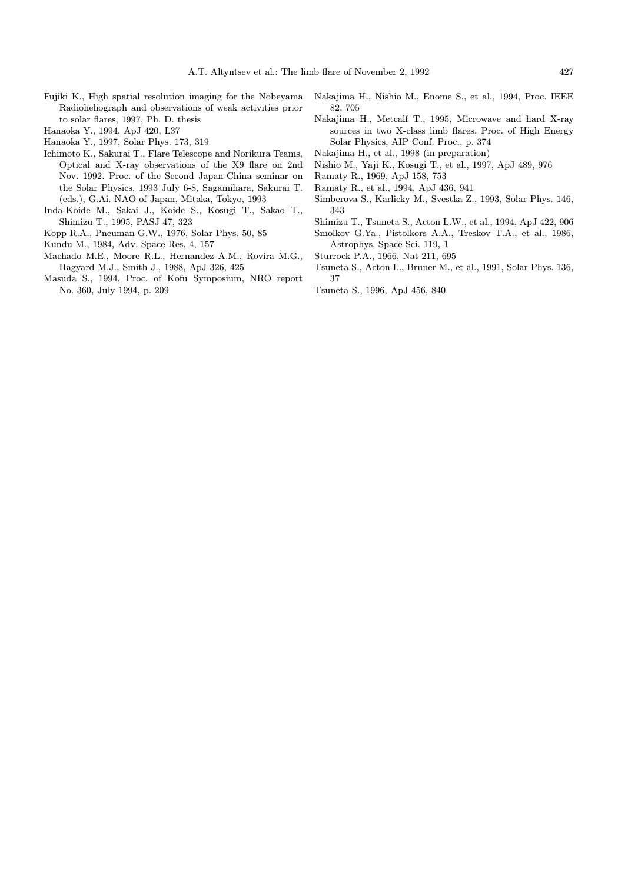Fujiki K., High spatial resolution imaging for the Nobeyama Radioheliograph and observations of weak activities prior to solar flares, 1997, Ph. D. thesis

Hanaoka Y., 1994, ApJ 420, L37

Hanaoka Y., 1997, Solar Phys. 173, 319

Ichimoto K., Sakurai T., Flare Telescope and Norikura Teams, Optical and X-ray observations of the X9 flare on 2nd Nov. 1992. Proc. of the Second Japan-China seminar on the Solar Physics, 1993 July 6-8, Sagamihara, Sakurai T. (eds.), G.Ai. NAO of Japan, Mitaka, Tokyo, 1993

Inda-Koide M., Sakai J., Koide S., Kosugi T., Sakao T., Shimizu T., 1995, PASJ 47, 323

Kopp R.A., Pneuman G.W., 1976, Solar Phys. 50, 85

Kundu M., 1984, Adv. Space Res. 4, 157

Machado M.E., Moore R.L., Hernandez A.M., Rovira M.G., Hagyard M.J., Smith J., 1988, ApJ 326, 425

Masuda S., 1994, Proc. of Kofu Symposium, NRO report No. 360, July 1994, p. 209

Nakajima H., Nishio M., Enome S., et al., 1994, Proc. IEEE 82, 705

Nakajima H., Metcalf T., 1995, Microwave and hard X-ray sources in two X-class limb flares. Proc. of High Energy Solar Physics, AIP Conf. Proc., p. 374

Nakajima H., et al., 1998 (in preparation)

Nishio M., Yaji K., Kosugi T., et al., 1997, ApJ 489, 976

Ramaty R., 1969, ApJ 158, 753

Ramaty R., et al., 1994, ApJ 436, 941

Simberova S., Karlicky M., Svestka Z., 1993, Solar Phys. 146, 343

Shimizu T., Tsuneta S., Acton L.W., et al., 1994, ApJ 422, 906

Smolkov G.Ya., Pistolkors A.A., Treskov T.A., et al., 1986, Astrophys. Space Sci. 119, 1

Sturrock P.A., 1966, Nat 211, 695

Tsuneta S., Acton L., Bruner M., et al., 1991, Solar Phys. 136, 37

Tsuneta S., 1996, ApJ 456, 840